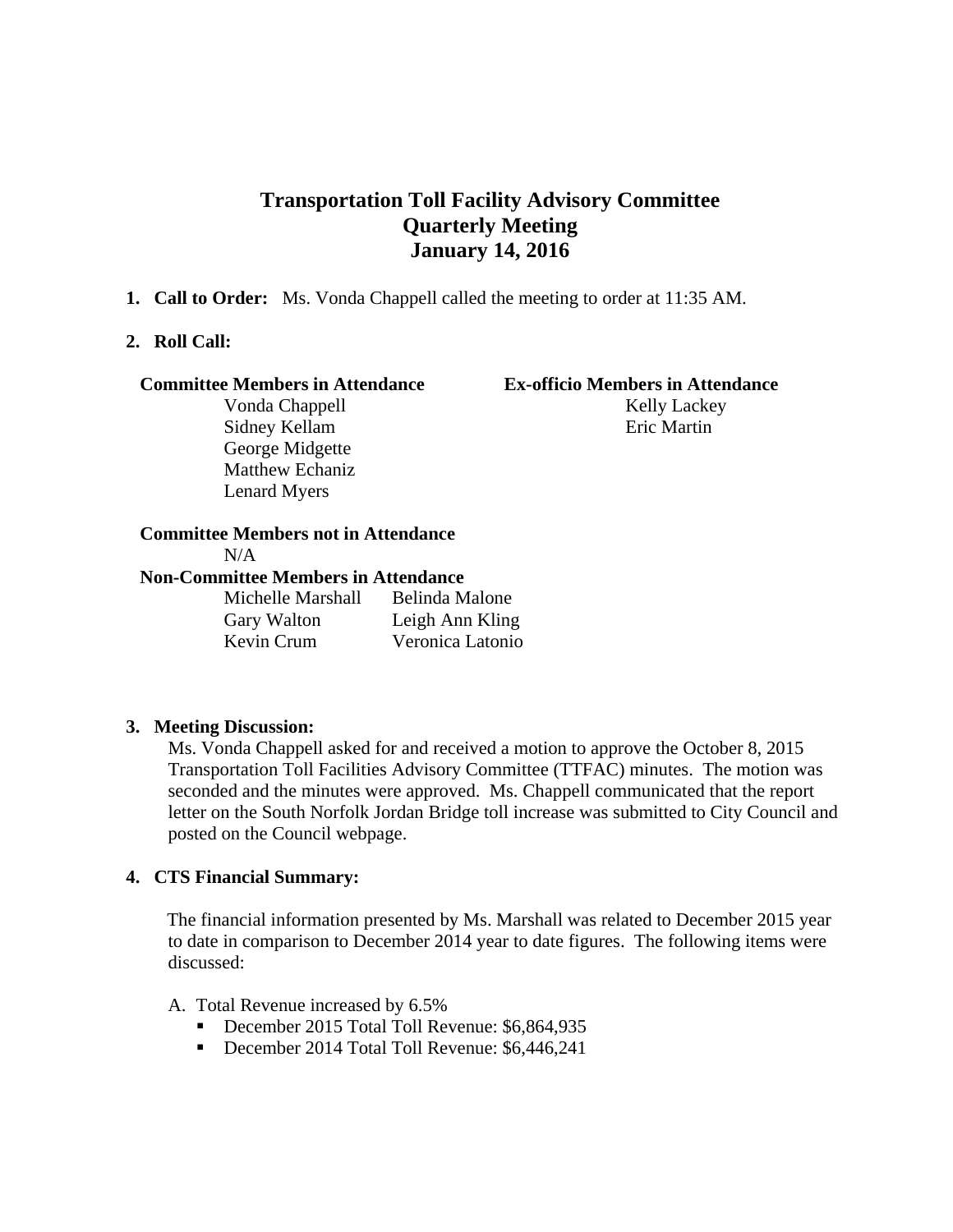# Transportation Toll Facility Advisory Committee
# Quarterly Meeting
# January 14, 2016

1. **Call to Order:** Ms. Vonda Chappell called the meeting to order at 11:35 AM.

2. **Roll Call:**

| **Committee Members in Attendance** | **Ex-officio Members in Attendance** |
|---|---|
| Vonda Chappell | Kelly Lackey |
| Sidney Kellam | Eric Martin |
| George Midgette | |
| Matthew Echaniz | |
| Lenard Myers | |

**Committee Members not in Attendance**

N/A

**Non-Committee Members in Attendance**

| | |
|---|---|
| Michelle Marshall | Belinda Malone |
| Gary Walton | Leigh Ann Kling |
| Kevin Crum | Veronica Latonio |

3. **Meeting Discussion:**

   Ms. Vonda Chappell asked for and received a motion to approve the October 8, 2015 Transportation Toll Facilities Advisory Committee (TTFAC) minutes. The motion was seconded and the minutes were approved. Ms. Chappell communicated that the report letter on the South Norfolk Jordan Bridge toll increase was submitted to City Council and posted on the Council webpage.

4. **CTS Financial Summary:**

   The financial information presented by Ms. Marshall was related to December 2015 year to date in comparison to December 2014 year to date figures. The following items were discussed:

   A. Total Revenue increased by 6.5%
      - December 2015 Total Toll Revenue: $6,864,935
      - December 2014 Total Toll Revenue: $6,446,241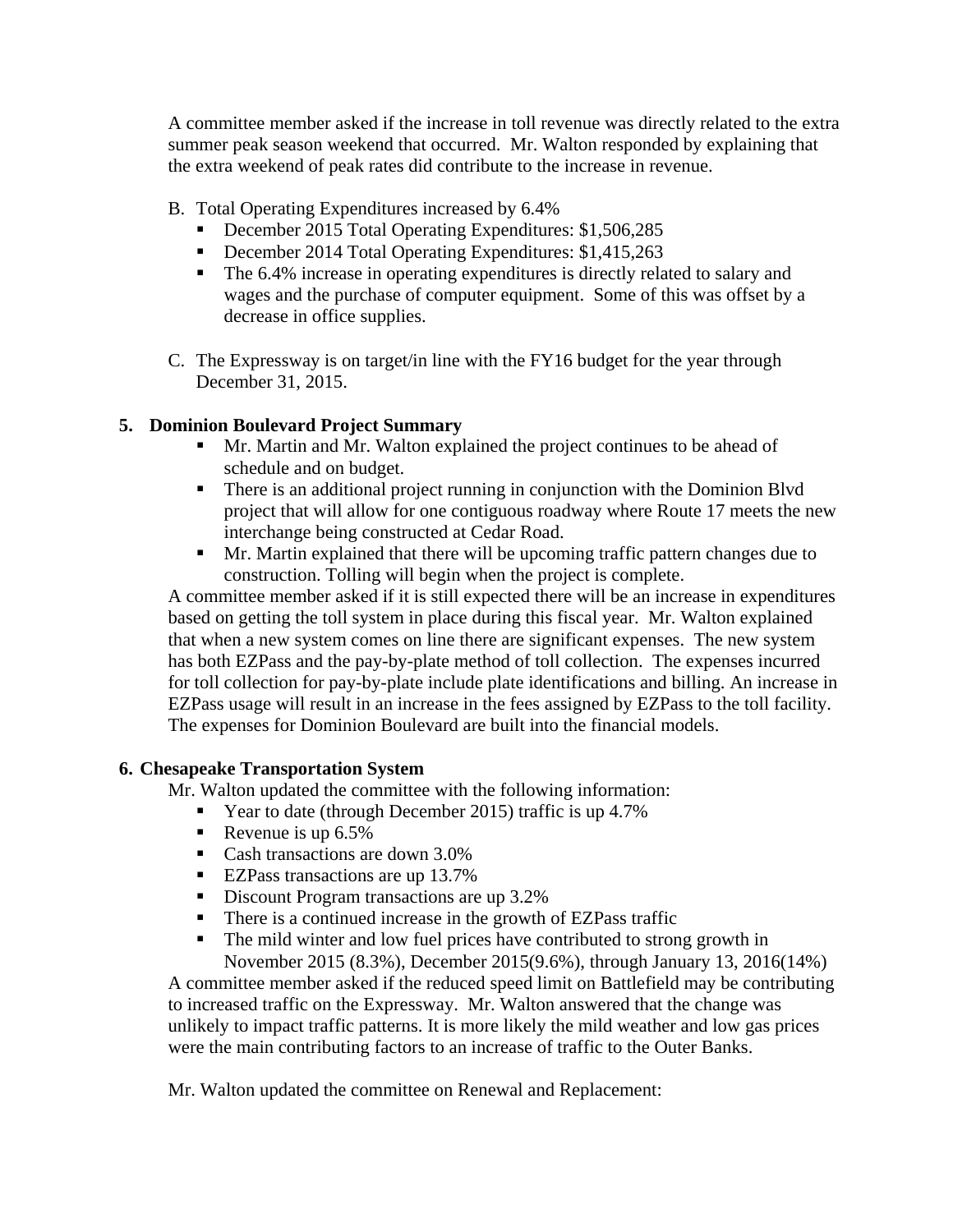A committee member asked if the increase in toll revenue was directly related to the extra summer peak season weekend that occurred. Mr. Walton responded by explaining that the extra weekend of peak rates did contribute to the increase in revenue.

B. Total Operating Expenditures increased by 6.4%
   - December 2015 Total Operating Expenditures: $1,506,285
   - December 2014 Total Operating Expenditures: $1,415,263
   - The 6.4% increase in operating expenditures is directly related to salary and wages and the purchase of computer equipment. Some of this was offset by a decrease in office supplies.

C. The Expressway is on target/in line with the FY16 budget for the year through December 31, 2015.

**5. Dominion Boulevard Project Summary**

- Mr. Martin and Mr. Walton explained the project continues to be ahead of schedule and on budget.
- There is an additional project running in conjunction with the Dominion Blvd project that will allow for one contiguous roadway where Route 17 meets the new interchange being constructed at Cedar Road.
- Mr. Martin explained that there will be upcoming traffic pattern changes due to construction. Tolling will begin when the project is complete.

A committee member asked if it is still expected there will be an increase in expenditures based on getting the toll system in place during this fiscal year. Mr. Walton explained that when a new system comes on line there are significant expenses. The new system has both EZPass and the pay-by-plate method of toll collection. The expenses incurred for toll collection for pay-by-plate include plate identifications and billing. An increase in EZPass usage will result in an increase in the fees assigned by EZPass to the toll facility. The expenses for Dominion Boulevard are built into the financial models.

**6. Chesapeake Transportation System**

Mr. Walton updated the committee with the following information:

- Year to date (through December 2015) traffic is up 4.7%
- Revenue is up 6.5%
- Cash transactions are down 3.0%
- EZPass transactions are up 13.7%
- Discount Program transactions are up 3.2%
- There is a continued increase in the growth of EZPass traffic
- The mild winter and low fuel prices have contributed to strong growth in November 2015 (8.3%), December 2015(9.6%), through January 13, 2016(14%)

A committee member asked if the reduced speed limit on Battlefield may be contributing to increased traffic on the Expressway. Mr. Walton answered that the change was unlikely to impact traffic patterns. It is more likely the mild weather and low gas prices were the main contributing factors to an increase of traffic to the Outer Banks.

Mr. Walton updated the committee on Renewal and Replacement: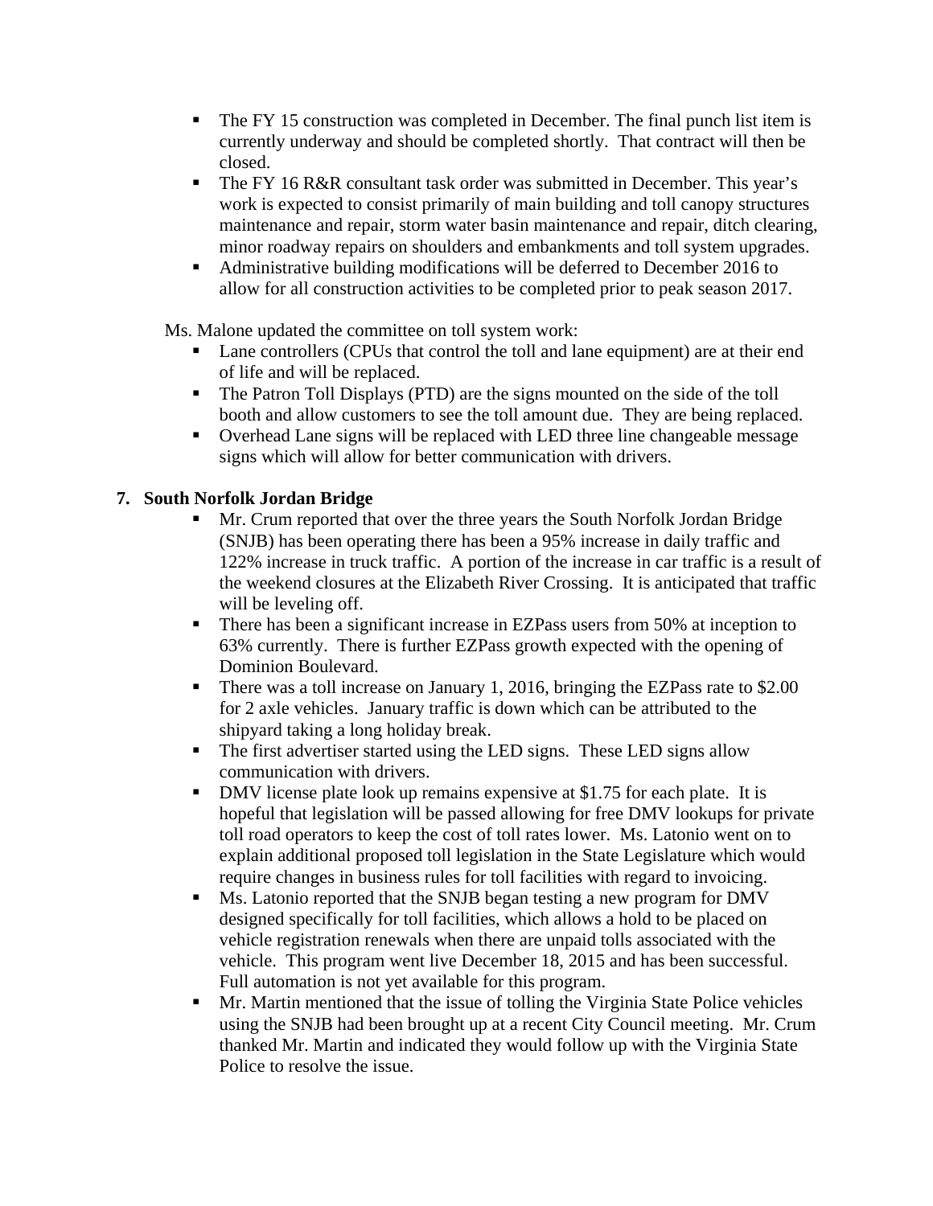- The FY 15 construction was completed in December. The final punch list item is currently underway and should be completed shortly. That contract will then be closed.
- The FY 16 R&R consultant task order was submitted in December. This year's work is expected to consist primarily of main building and toll canopy structures maintenance and repair, storm water basin maintenance and repair, ditch clearing, minor roadway repairs on shoulders and embankments and toll system upgrades.
- Administrative building modifications will be deferred to December 2016 to allow for all construction activities to be completed prior to peak season 2017.

Ms. Malone updated the committee on toll system work:

- Lane controllers (CPUs that control the toll and lane equipment) are at their end of life and will be replaced.
- The Patron Toll Displays (PTD) are the signs mounted on the side of the toll booth and allow customers to see the toll amount due. They are being replaced.
- Overhead Lane signs will be replaced with LED three line changeable message signs which will allow for better communication with drivers.

**7. South Norfolk Jordan Bridge**

- Mr. Crum reported that over the three years the South Norfolk Jordan Bridge (SNJB) has been operating there has been a 95% increase in daily traffic and 122% increase in truck traffic. A portion of the increase in car traffic is a result of the weekend closures at the Elizabeth River Crossing. It is anticipated that traffic will be leveling off.
- There has been a significant increase in EZPass users from 50% at inception to 63% currently. There is further EZPass growth expected with the opening of Dominion Boulevard.
- There was a toll increase on January 1, 2016, bringing the EZPass rate to $2.00 for 2 axle vehicles. January traffic is down which can be attributed to the shipyard taking a long holiday break.
- The first advertiser started using the LED signs. These LED signs allow communication with drivers.
- DMV license plate look up remains expensive at $1.75 for each plate. It is hopeful that legislation will be passed allowing for free DMV lookups for private toll road operators to keep the cost of toll rates lower. Ms. Latonio went on to explain additional proposed toll legislation in the State Legislature which would require changes in business rules for toll facilities with regard to invoicing.
- Ms. Latonio reported that the SNJB began testing a new program for DMV designed specifically for toll facilities, which allows a hold to be placed on vehicle registration renewals when there are unpaid tolls associated with the vehicle. This program went live December 18, 2015 and has been successful. Full automation is not yet available for this program.
- Mr. Martin mentioned that the issue of tolling the Virginia State Police vehicles using the SNJB had been brought up at a recent City Council meeting. Mr. Crum thanked Mr. Martin and indicated they would follow up with the Virginia State Police to resolve the issue.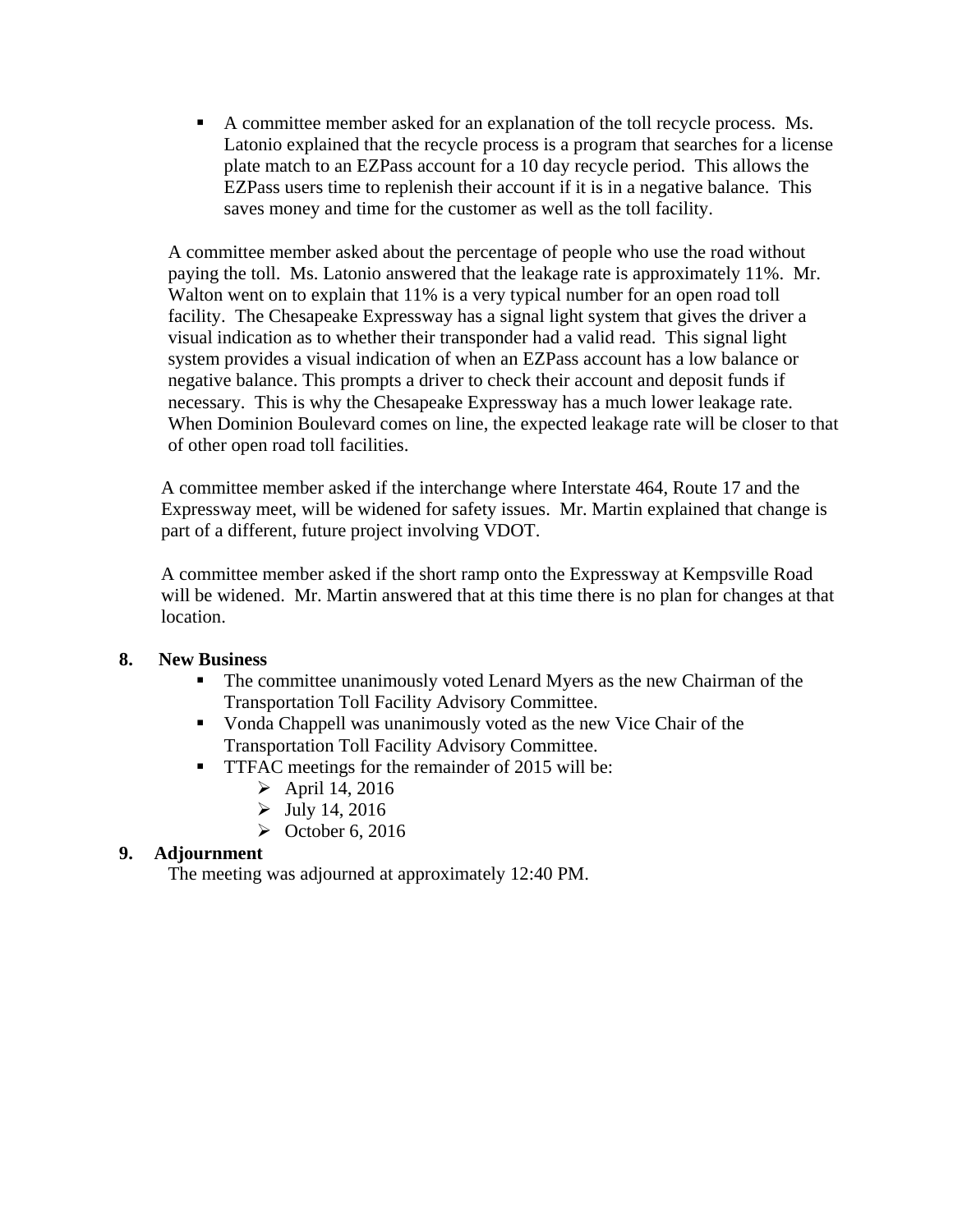- A committee member asked for an explanation of the toll recycle process. Ms. Latonio explained that the recycle process is a program that searches for a license plate match to an EZPass account for a 10 day recycle period. This allows the EZPass users time to replenish their account if it is in a negative balance. This saves money and time for the customer as well as the toll facility.

A committee member asked about the percentage of people who use the road without paying the toll. Ms. Latonio answered that the leakage rate is approximately 11%. Mr. Walton went on to explain that 11% is a very typical number for an open road toll facility. The Chesapeake Expressway has a signal light system that gives the driver a visual indication as to whether their transponder had a valid read. This signal light system provides a visual indication of when an EZPass account has a low balance or negative balance. This prompts a driver to check their account and deposit funds if necessary. This is why the Chesapeake Expressway has a much lower leakage rate. When Dominion Boulevard comes on line, the expected leakage rate will be closer to that of other open road toll facilities.

A committee member asked if the interchange where Interstate 464, Route 17 and the Expressway meet, will be widened for safety issues. Mr. Martin explained that change is part of a different, future project involving VDOT.

A committee member asked if the short ramp onto the Expressway at Kempsville Road will be widened. Mr. Martin answered that at this time there is no plan for changes at that location.

**8. New Business**

- The committee unanimously voted Lenard Myers as the new Chairman of the Transportation Toll Facility Advisory Committee.
- Vonda Chappell was unanimously voted as the new Vice Chair of the Transportation Toll Facility Advisory Committee.
- TTFAC meetings for the remainder of 2015 will be:
  - April 14, 2016
  - July 14, 2016
  - October 6, 2016

**9. Adjournment**

The meeting was adjourned at approximately 12:40 PM.